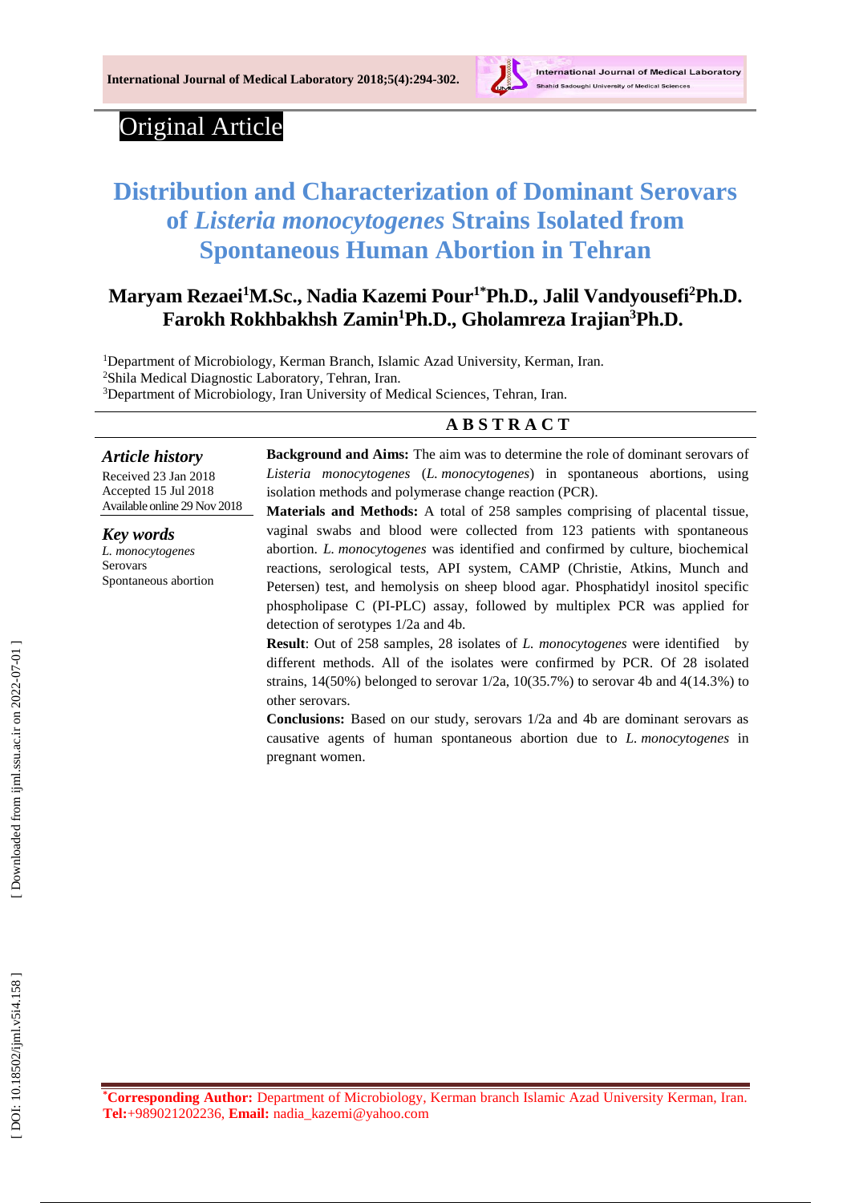Original Article

# Distribution and Characterization of Dominant Serovars of *Listeria monocytogenes* Strains Isolated from Spontaneous Human Abortion in Tehran

**Maryam Rezaei[1]M.Sc., Nadia Kazemi Pour[1*]Ph.D., Jalil Vandyousefi[2]Ph.D. Farokh Rokhbakhsh Zamin[1]Ph.D., Gholamreza Irajian[3]Ph.D.**

[1]Department of Microbiology, Kerman Branch, Islamic Azad University, Kerman, Iran.
[2]Shila Medical Diagnostic Laboratory, Tehran, Iran.
[3]Department of Microbiology, Iran University of Medical Sciences, Tehran, Iran.

## ABSTRACT

***Article history***

Received 23 Jan 2018
Accepted 15 Jul 2018
Available online 29 Nov 2018

***Key words***

*L. monocytogenes*
Serovars
Spontaneous abortion

**Background and Aims:** The aim was to determine the role of dominant serovars of *Listeria monocytogenes* (*L. monocytogenes*) in spontaneous abortions, using isolation methods and polymerase change reaction (PCR).

**Materials and Methods:** A total of 258 samples comprising of placental tissue, vaginal swabs and blood were collected from 123 patients with spontaneous abortion. *L. monocytogenes* was identified and confirmed by culture, biochemical reactions, serological tests, API system, CAMP (Christie, Atkins, Munch and Petersen) test, and hemolysis on sheep blood agar. Phosphatidyl inositol specific phospholipase C (PI-PLC) assay, followed by multiplex PCR was applied for detection of serotypes 1/2a and 4b.

**Result**: Out of 258 samples, 28 isolates of *L. monocytogenes* were identified by different methods. All of the isolates were confirmed by PCR. Of 28 isolated strains, 14(50%) belonged to serovar 1/2a, 10(35.7%) to serovar 4b and 4(14.3%) to other serovars.

**Conclusions:** Based on our study, serovars 1/2a and 4b are dominant serovars as causative agents of human spontaneous abortion due to *L. monocytogenes* in pregnant women.

---

**\*Corresponding Author:** Department of Microbiology, Kerman branch Islamic Azad University Kerman, Iran. **Tel:**+989021202236, **Email:** nadia_kazemi@yahoo.com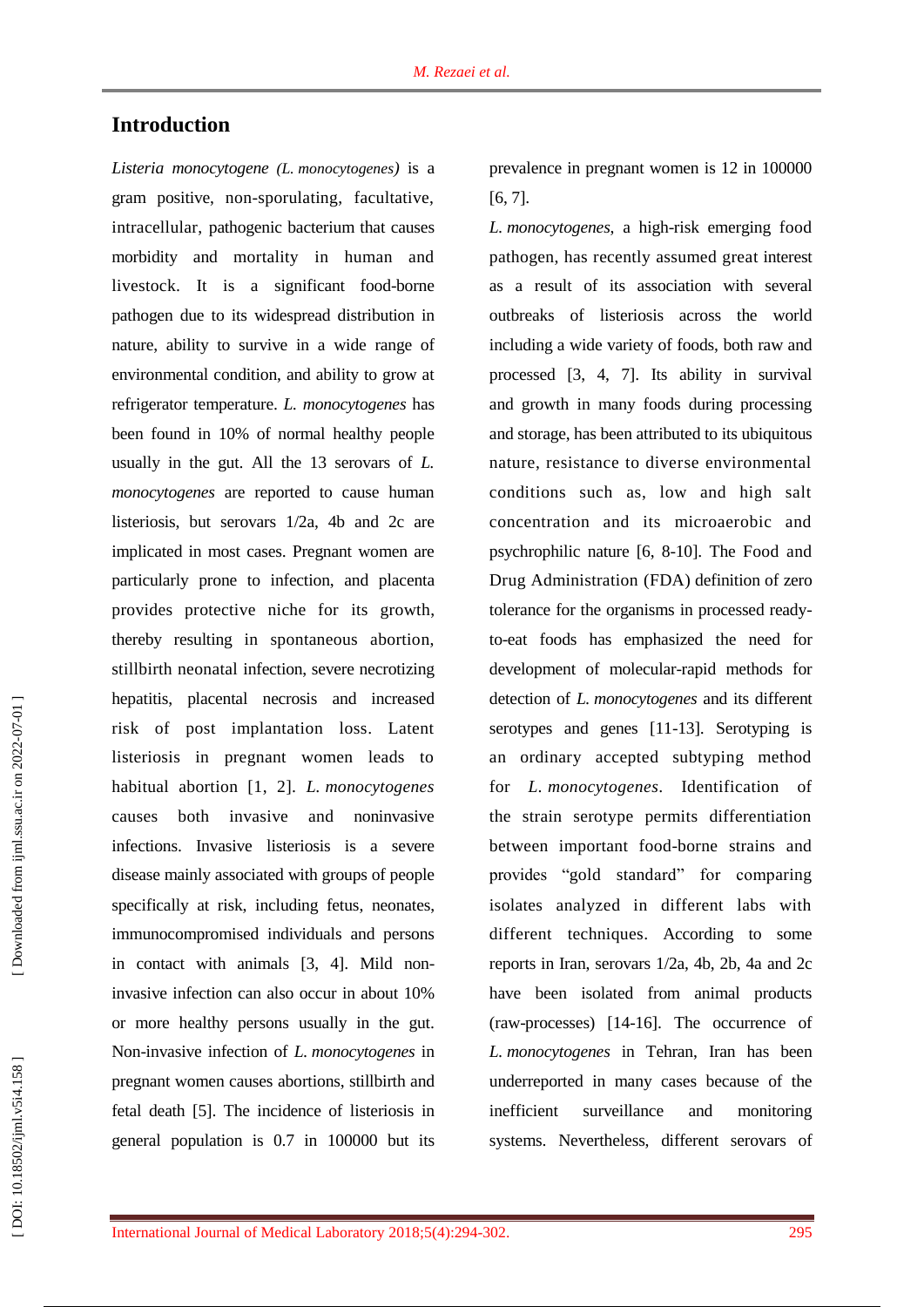## Introduction

*Listeria monocytogene (L. monocytogenes)* is a gram positive, non-sporulating, facultative, intracellular, pathogenic bacterium that causes morbidity and mortality in human and livestock. It is a significant food-borne pathogen due to its widespread distribution in nature, ability to survive in a wide range of environmental condition, and ability to grow at refrigerator temperature. *L. monocytogenes* has been found in 10% of normal healthy people usually in the gut. All the 13 serovars of *L. monocytogenes* are reported to cause human listeriosis, but serovars 1/2a, 4b and 2c are implicated in most cases. Pregnant women are particularly prone to infection, and placenta provides protective niche for its growth, thereby resulting in spontaneous abortion, stillbirth neonatal infection, severe necrotizing hepatitis, placental necrosis and increased risk of post implantation loss. Latent listeriosis in pregnant women leads to habitual abortion [1, 2]. *L. monocytogenes* causes both invasive and noninvasive infections. Invasive listeriosis is a severe disease mainly associated with groups of people specifically at risk, including fetus, neonates, immunocompromised individuals and persons in contact with animals [3, 4]. Mild non-invasive infection can also occur in about 10% or more healthy persons usually in the gut. Non-invasive infection of *L. monocytogenes* in pregnant women causes abortions, stillbirth and fetal death [5]. The incidence of listeriosis in general population is 0.7 in 100000 but its prevalence in pregnant women is 12 in 100000 [6, 7].

*L. monocytogenes*, a high-risk emerging food pathogen, has recently assumed great interest as a result of its association with several outbreaks of listeriosis across the world including a wide variety of foods, both raw and processed [3, 4, 7]. Its ability in survival and growth in many foods during processing and storage, has been attributed to its ubiquitous nature, resistance to diverse environmental conditions such as, low and high salt concentration and its microaerobic and psychrophilic nature [6, 8-10]. The Food and Drug Administration (FDA) definition of zero tolerance for the organisms in processed ready-to-eat foods has emphasized the need for development of molecular-rapid methods for detection of *L. monocytogenes* and its different serotypes and genes [11-13]. Serotyping is an ordinary accepted subtyping method for *L. monocytogenes*. Identification of the strain serotype permits differentiation between important food-borne strains and provides "gold standard" for comparing isolates analyzed in different labs with different techniques. According to some reports in Iran, serovars 1/2a, 4b, 2b, 4a and 2c have been isolated from animal products (raw-processes) [14-16]. The occurrence of *L. monocytogenes* in Tehran, Iran has been underreported in many cases because of the inefficient surveillance and monitoring systems. Nevertheless, different serovars of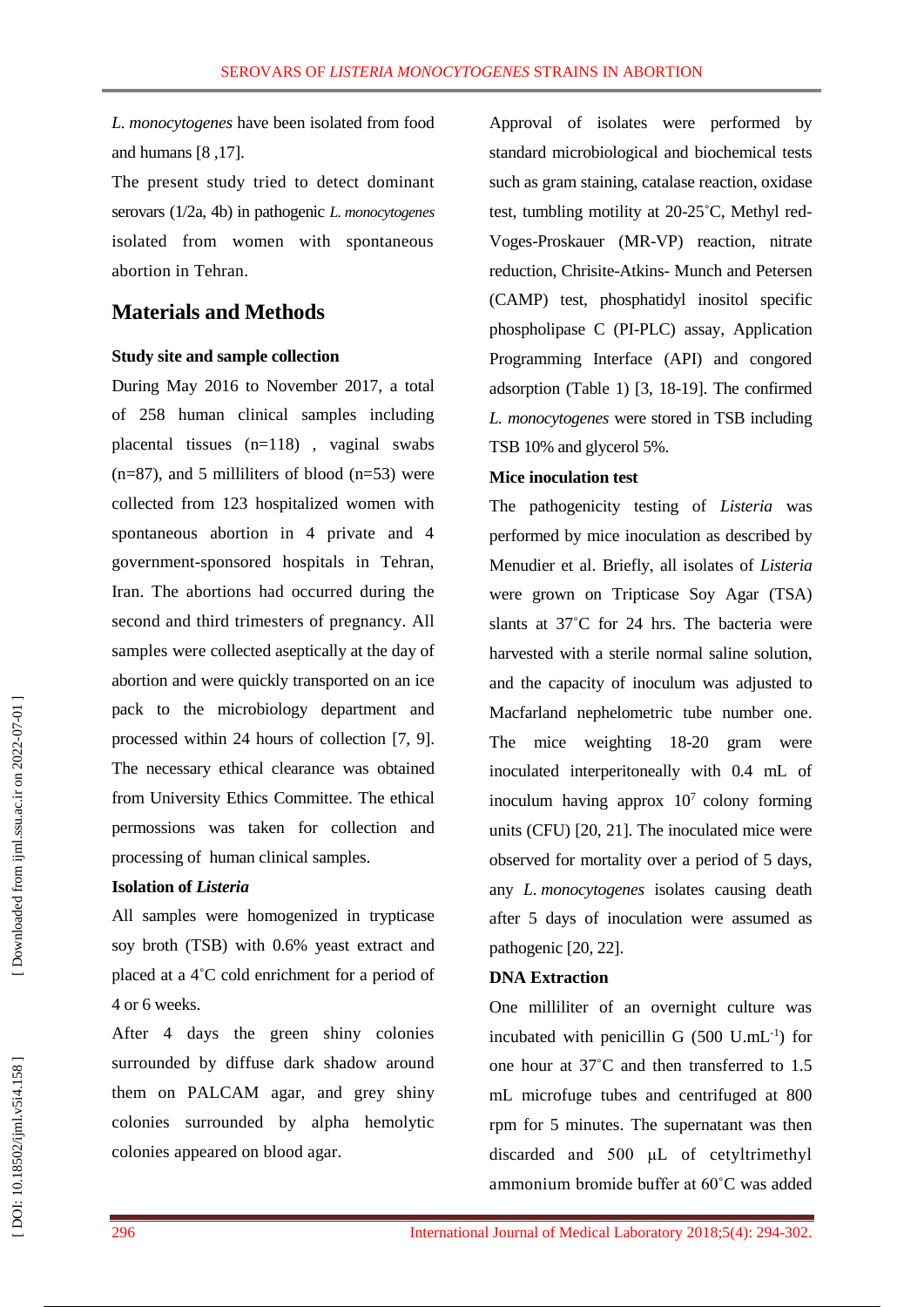*L. monocytogenes* have been isolated from food and humans [8 ,17].

The present study tried to detect dominant serovars (1/2a, 4b) in pathogenic *L. monocytogenes* isolated from women with spontaneous abortion in Tehran.

## Materials and Methods

### Study site and sample collection

During May 2016 to November 2017, a total of 258 human clinical samples including placental tissues (n=118) , vaginal swabs (n=87), and 5 milliliters of blood (n=53) were collected from 123 hospitalized women with spontaneous abortion in 4 private and 4 government-sponsored hospitals in Tehran, Iran. The abortions had occurred during the second and third trimesters of pregnancy. All samples were collected aseptically at the day of abortion and were quickly transported on an ice pack to the microbiology department and processed within 24 hours of collection [7, 9]. The necessary ethical clearance was obtained from University Ethics Committee. The ethical permossions was taken for collection and processing of human clinical samples.

### Isolation of *Listeria*

All samples were homogenized in trypticase soy broth (TSB) with 0.6% yeast extract and placed at a 4˚C cold enrichment for a period of 4 or 6 weeks.

After 4 days the green shiny colonies surrounded by diffuse dark shadow around them on PALCAM agar, and grey shiny colonies surrounded by alpha hemolytic colonies appeared on blood agar.

Approval of isolates were performed by standard microbiological and biochemical tests such as gram staining, catalase reaction, oxidase test, tumbling motility at 20-25˚C, Methyl red-Voges-Proskauer (MR-VP) reaction, nitrate reduction, Chrisite-Atkins- Munch and Petersen (CAMP) test, phosphatidyl inositol specific phospholipase C (PI-PLC) assay, Application Programming Interface (API) and congored adsorption (Table 1) [3, 18-19]. The confirmed *L. monocytogenes* were stored in TSB including TSB 10% and glycerol 5%.

### Mice inoculation test

The pathogenicity testing of *Listeria* was performed by mice inoculation as described by Menudier et al. Briefly, all isolates of *Listeria* were grown on Tripticase Soy Agar (TSA) slants at 37˚C for 24 hrs. The bacteria were harvested with a sterile normal saline solution, and the capacity of inoculum was adjusted to Macfarland nephelometric tube number one. The mice weighting 18-20 gram were inoculated interperitoneally with 0.4 mL of inoculum having approx $10^7$ colony forming units (CFU) [20, 21]. The inoculated mice were observed for mortality over a period of 5 days, any *L. monocytogenes* isolates causing death after 5 days of inoculation were assumed as pathogenic [20, 22].

### DNA Extraction

One milliliter of an overnight culture was incubated with penicillin G (500 U.mL$^{-1}$) for one hour at 37˚C and then transferred to 1.5 mL microfuge tubes and centrifuged at 800 rpm for 5 minutes. The supernatant was then discarded and 500 µL of cetyltrimethyl ammonium bromide buffer at 60˚C was added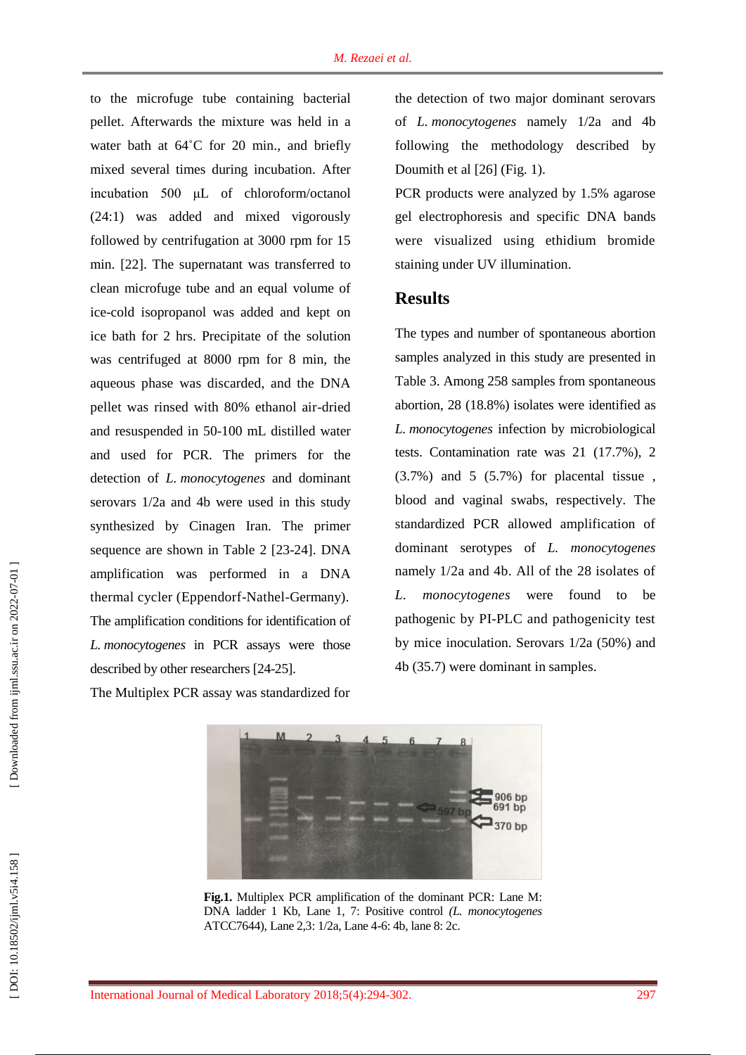to the microfuge tube containing bacterial pellet. Afterwards the mixture was held in a water bath at 64˚C for 20 min., and briefly mixed several times during incubation. After incubation 500 µL of chloroform/octanol (24:1) was added and mixed vigorously followed by centrifugation at 3000 rpm for 15 min. [22]. The supernatant was transferred to clean microfuge tube and an equal volume of ice-cold isopropanol was added and kept on ice bath for 2 hrs. Precipitate of the solution was centrifuged at 8000 rpm for 8 min, the aqueous phase was discarded, and the DNA pellet was rinsed with 80% ethanol air-dried and resuspended in 50-100 mL distilled water and used for PCR. The primers for the detection of *L. monocytogenes* and dominant serovars 1/2a and 4b were used in this study synthesized by Cinagen Iran. The primer sequence are shown in Table 2 [23-24]. DNA amplification was performed in a DNA thermal cycler (Eppendorf-Nathel-Germany). The amplification conditions for identification of *L. monocytogenes* in PCR assays were those described by other researchers [24-25].

The Multiplex PCR assay was standardized for the detection of two major dominant serovars of *L. monocytogenes* namely 1/2a and 4b following the methodology described by Doumith et al [26] (Fig. 1).

PCR products were analyzed by 1.5% agarose gel electrophoresis and specific DNA bands were visualized using ethidium bromide staining under UV illumination.

## Results

The types and number of spontaneous abortion samples analyzed in this study are presented in Table 3. Among 258 samples from spontaneous abortion, 28 (18.8%) isolates were identified as *L. monocytogenes* infection by microbiological tests. Contamination rate was 21 (17.7%), 2 (3.7%) and 5 (5.7%) for placental tissue , blood and vaginal swabs, respectively. The standardized PCR allowed amplification of dominant serotypes of *L. monocytogenes* namely 1/2a and 4b. All of the 28 isolates of *L. monocytogenes* were found to be pathogenic by PI-PLC and pathogenicity test by mice inoculation. Serovars 1/2a (50%) and 4b (35.7) were dominant in samples.

**Fig.1.** Multiplex PCR amplification of the dominant PCR: Lane M: DNA ladder 1 Kb, Lane 1, 7: Positive control *(L. monocytogenes* ATCC7644), Lane 2,3: 1/2a, Lane 4-6: 4b, lane 8: 2c.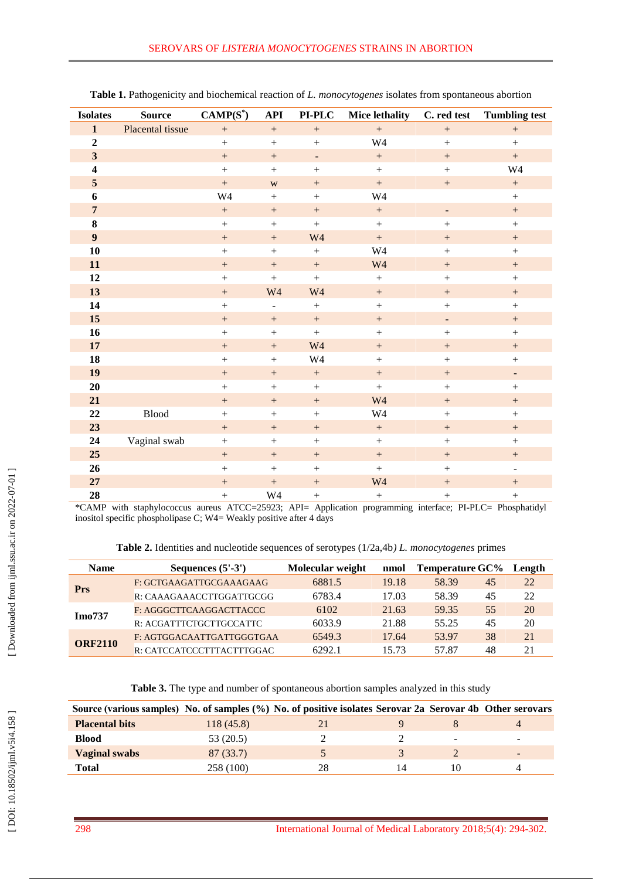**Table 1.** Pathogenicity and biochemical reaction of *L. monocytogenes* isolates from spontaneous abortion

| Isolates | Source | CAMP(S*) | API | PI-PLC | Mice lethality | C. red test | Tumbling test |
|---|---|---|---|---|---|---|---|
| **1** | Placental tissue | + | + | + | + | + | + |
| **2** | | + | + | + | W4 | + | + |
| **3** | | + | + | - | + | + | + |
| **4** | | + | + | + | + | + | W4 |
| **5** | | + | w | + | + | + | + |
| **6** | | W4 | + | + | W4 | | + |
| **7** | | + | + | + | + | - | + |
| **8** | | + | + | + | + | + | + |
| **9** | | + | + | W4 | + | + | + |
| **10** | | + | + | + | W4 | + | + |
| **11** | | + | + | + | W4 | + | + |
| **12** | | + | + | + | + | + | + |
| **13** | | + | W4 | W4 | + | + | + |
| **14** | | + | - | + | + | + | + |
| **15** | | + | + | + | + | - | + |
| **16** | | + | + | + | + | + | + |
| **17** | | + | + | W4 | + | + | + |
| **18** | | + | + | W4 | + | + | + |
| **19** | | + | + | + | + | + | - |
| **20** | | + | + | + | + | + | + |
| **21** | | + | + | + | W4 | + | + |
| **22** | Blood | + | + | + | W4 | + | + |
| **23** | | + | + | + | + | + | + |
| **24** | Vaginal swab | + | + | + | + | + | + |
| **25** | | + | + | + | + | + | + |
| **26** | | + | + | + | + | + | - |
| **27** | | + | + | + | W4 | + | + |
| **28** | | + | W4 | + | + | + | + |

*CAMP with staphylococcus aureus ATCC=25923; API= Application programming interface; PI-PLC= Phosphatidyl inositol specific phospholipase C; W4= Weakly positive after 4 days

**Table 2.** Identities and nucleotide sequences of serotypes (1/2a,4b*)* *L. monocytogenes* primes

| Name | Sequences (5'-3') | Molecular weight | nmol | Temperature | GC% | Length |
|---|---|---|---|---|---|---|
| **Prs** | F: GCTGAAGATTGCGAAAGAAG | 6881.5 | 19.18 | 58.39 | 45 | 22 |
| | R: CAAAGAAACCTTGGATTGCGG | 6783.4 | 17.03 | 58.39 | 45 | 22 |
| **Imo737** | F: AGGGCTTCAAGGACTTACCC | 6102 | 21.63 | 59.35 | 55 | 20 |
| | R: ACGATTTCTGCTTGCCATTC | 6033.9 | 21.88 | 55.25 | 45 | 20 |
| **ORF2110** | F: AGTGGACAATTGATTGGGTGAA | 6549.3 | 17.64 | 53.97 | 38 | 21 |
| | R: CATCCATCCCTTTACTTTGGAC | 6292.1 | 15.73 | 57.87 | 48 | 21 |

**Table 3.** The type and number of spontaneous abortion samples analyzed in this study

| Source (various samples) | No. of samples (%) | No. of positive isolates | Serovar 2a | Serovar 4b | Other serovars |
|---|---|---|---|---|---|
| **Placental bits** | 118 (45.8) | 21 | 9 | 8 | 4 |
| **Blood** | 53 (20.5) | 2 | 2 | - | - |
| **Vaginal swabs** | 87 (33.7) | 5 | 3 | 2 | - |
| **Total** | 258 (100) | 28 | 14 | 10 | 4 |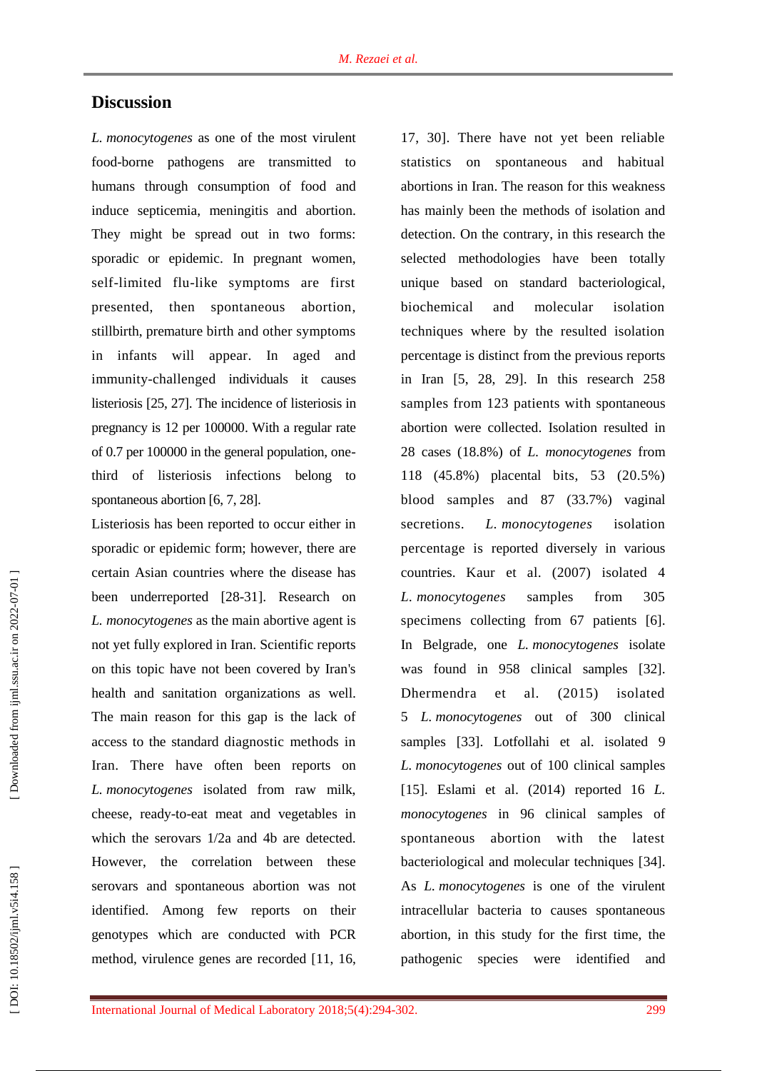## Discussion

*L. monocytogenes* as one of the most virulent food-borne pathogens are transmitted to humans through consumption of food and induce septicemia, meningitis and abortion. They might be spread out in two forms: sporadic or epidemic. In pregnant women, self-limited flu-like symptoms are first presented, then spontaneous abortion, stillbirth, premature birth and other symptoms in infants will appear. In aged and immunity-challenged individuals it causes listeriosis [25, 27]. The incidence of listeriosis in pregnancy is 12 per 100000. With a regular rate of 0.7 per 100000 in the general population, one-third of listeriosis infections belong to spontaneous abortion [6, 7, 28].

Listeriosis has been reported to occur either in sporadic or epidemic form; however, there are certain Asian countries where the disease has been underreported [28-31]. Research on *L. monocytogenes* as the main abortive agent is not yet fully explored in Iran. Scientific reports on this topic have not been covered by Iran's health and sanitation organizations as well. The main reason for this gap is the lack of access to the standard diagnostic methods in Iran. There have often been reports on *L. monocytogenes* isolated from raw milk, cheese, ready-to-eat meat and vegetables in which the serovars 1/2a and 4b are detected. However, the correlation between these serovars and spontaneous abortion was not identified. Among few reports on their genotypes which are conducted with PCR method, virulence genes are recorded [11, 16, 17, 30]. There have not yet been reliable statistics on spontaneous and habitual abortions in Iran. The reason for this weakness has mainly been the methods of isolation and detection. On the contrary, in this research the selected methodologies have been totally unique based on standard bacteriological, biochemical and molecular isolation techniques where by the resulted isolation percentage is distinct from the previous reports in Iran [5, 28, 29]. In this research 258 samples from 123 patients with spontaneous abortion were collected. Isolation resulted in 28 cases (18.8%) of *L. monocytogenes* from 118 (45.8%) placental bits, 53 (20.5%) blood samples and 87 (33.7%) vaginal secretions. *L. monocytogenes* isolation percentage is reported diversely in various countries. Kaur et al. (2007) isolated 4 *L. monocytogenes* samples from 305 specimens collecting from 67 patients [6]. In Belgrade, one *L. monocytogenes* isolate was found in 958 clinical samples [32]. Dhermendra et al. (2015) isolated 5 *L. monocytogenes* out of 300 clinical samples [33]. Lotfollahi et al. isolated 9 *L. monocytogenes* out of 100 clinical samples [15]. Eslami et al. (2014) reported 16 *L. monocytogenes* in 96 clinical samples of spontaneous abortion with the latest bacteriological and molecular techniques [34]. As *L. monocytogenes* is one of the virulent intracellular bacteria to causes spontaneous abortion, in this study for the first time, the pathogenic species were identified and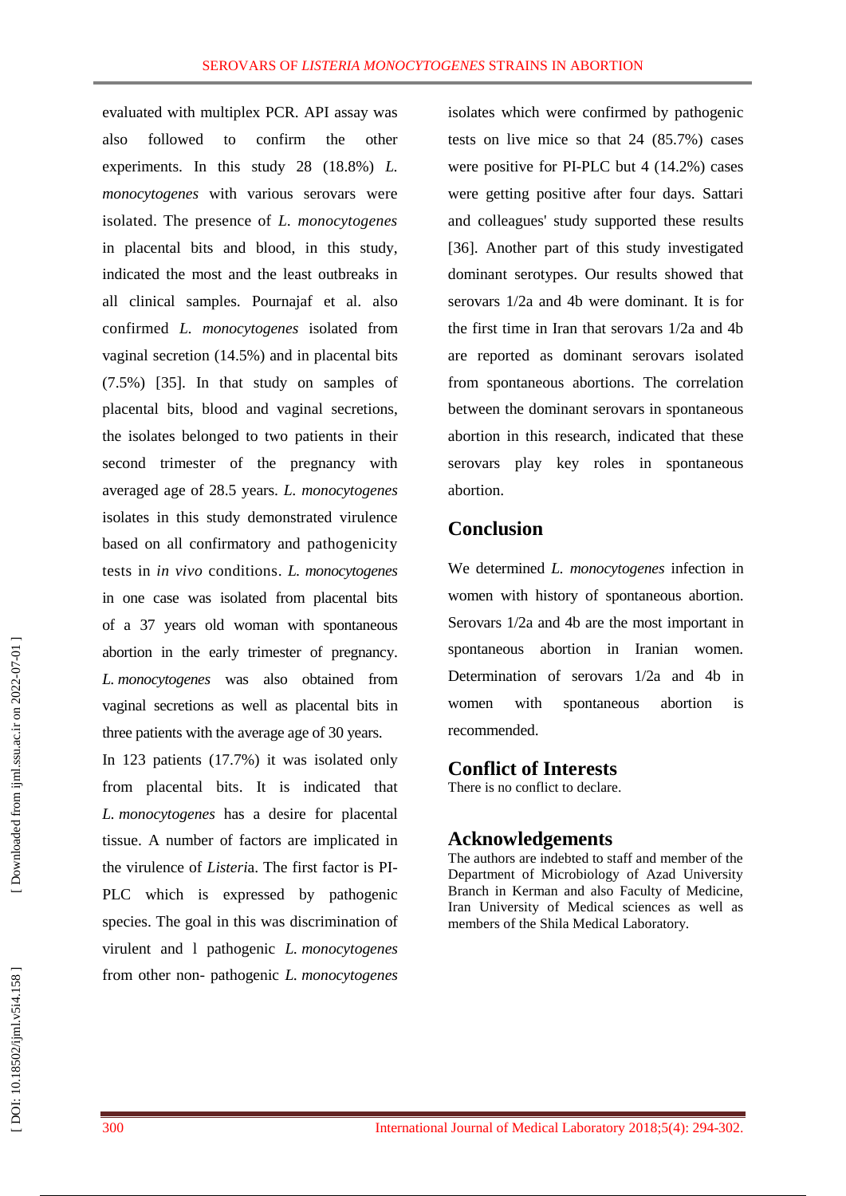evaluated with multiplex PCR. API assay was also followed to confirm the other experiments. In this study 28 (18.8%) *L. monocytogenes* with various serovars were isolated. The presence of *L. monocytogenes* in placental bits and blood, in this study, indicated the most and the least outbreaks in all clinical samples. Pournajaf et al. also confirmed *L. monocytogenes* isolated from vaginal secretion (14.5%) and in placental bits (7.5%) [35]. In that study on samples of placental bits, blood and vaginal secretions, the isolates belonged to two patients in their second trimester of the pregnancy with averaged age of 28.5 years. *L. monocytogenes* isolates in this study demonstrated virulence based on all confirmatory and pathogenicity tests in *in vivo* conditions. *L. monocytogenes* in one case was isolated from placental bits of a 37 years old woman with spontaneous abortion in the early trimester of pregnancy. *L. monocytogenes* was also obtained from vaginal secretions as well as placental bits in three patients with the average age of 30 years.

In 123 patients (17.7%) it was isolated only from placental bits. It is indicated that *L. monocytogenes* has a desire for placental tissue. A number of factors are implicated in the virulence of *Listeri*a. The first factor is PI-PLC which is expressed by pathogenic species. The goal in this was discrimination of virulent and l pathogenic *L. monocytogenes* from other non- pathogenic *L. monocytogenes* isolates which were confirmed by pathogenic tests on live mice so that 24 (85.7%) cases were positive for PI-PLC but 4 (14.2%) cases were getting positive after four days. Sattari and colleagues' study supported these results [36]. Another part of this study investigated dominant serotypes. Our results showed that serovars 1/2a and 4b were dominant. It is for the first time in Iran that serovars 1/2a and 4b are reported as dominant serovars isolated from spontaneous abortions. The correlation between the dominant serovars in spontaneous abortion in this research, indicated that these serovars play key roles in spontaneous abortion.

## Conclusion

We determined *L. monocytogenes* infection in women with history of spontaneous abortion. Serovars 1/2a and 4b are the most important in spontaneous abortion in Iranian women. Determination of serovars 1/2a and 4b in women with spontaneous abortion is recommended.

## Conflict of Interests

There is no conflict to declare.

## Acknowledgements

The authors are indebted to staff and member of the Department of Microbiology of Azad University Branch in Kerman and also Faculty of Medicine, Iran University of Medical sciences as well as members of the Shila Medical Laboratory.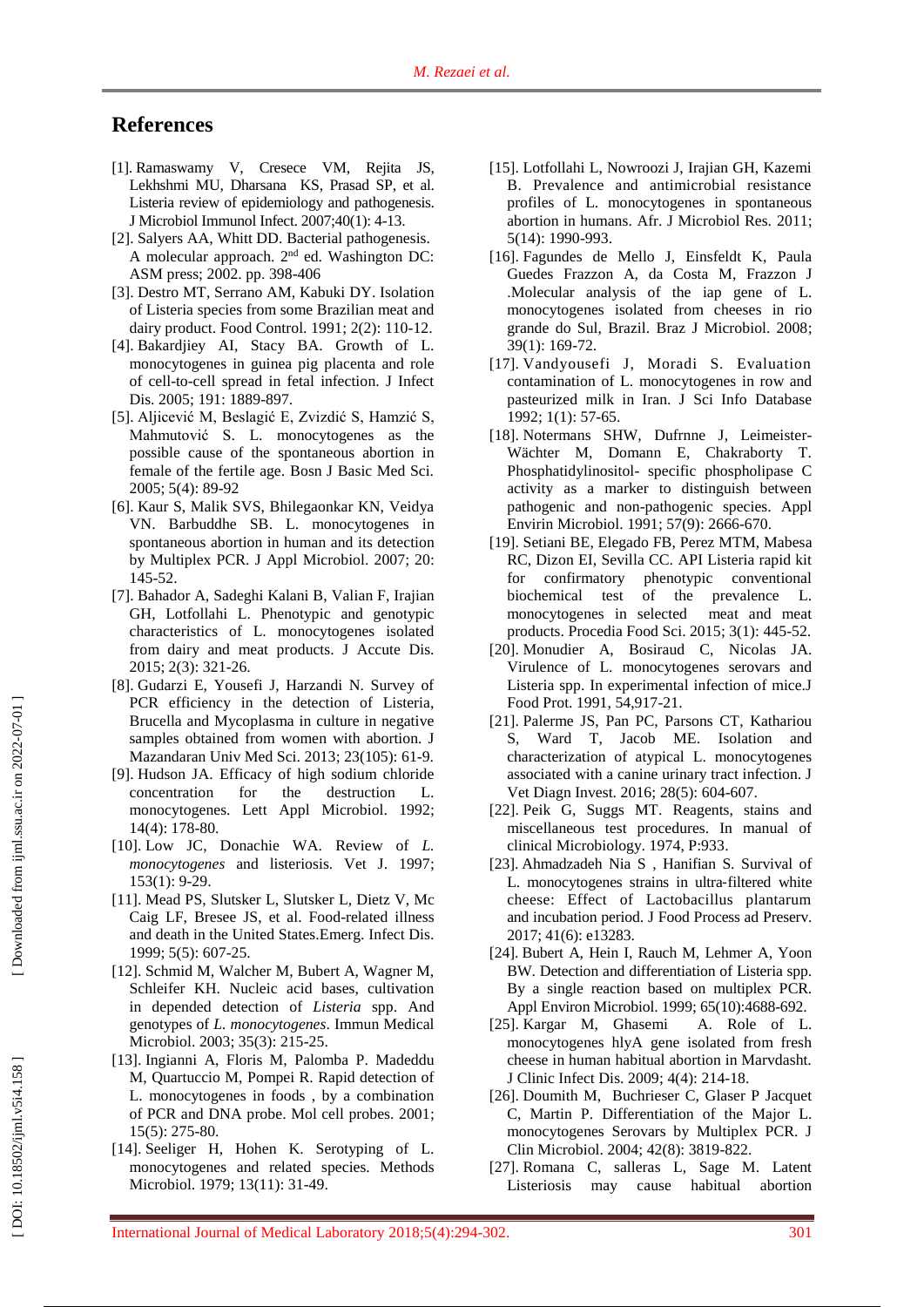# References

[1]. Ramaswamy V, Cresece VM, Rejita JS, Lekhshmi MU, Dharsana KS, Prasad SP, et al. Listeria review of epidemiology and pathogenesis. J Microbiol Immunol Infect. 2007;40(1): 4-13.

[2]. Salyers AA, Whitt DD. Bacterial pathogenesis. A molecular approach. 2nd ed. Washington DC: ASM press; 2002. pp. 398-406

[3]. Destro MT, Serrano AM, Kabuki DY. Isolation of Listeria species from some Brazilian meat and dairy product. Food Control. 1991; 2(2): 110-12.

[4]. Bakardjiey AI, Stacy BA. Growth of L. monocytogenes in guinea pig placenta and role of cell-to-cell spread in fetal infection. J Infect Dis. 2005; 191: 1889-897.

[5]. Aljicević M, Beslagić E, Zvizdić S, Hamzić S, Mahmutović S. L. monocytogenes as the possible cause of the spontaneous abortion in female of the fertile age. Bosn J Basic Med Sci. 2005; 5(4): 89-92

[6]. Kaur S, Malik SVS, Bhilegaonkar KN, Veidya VN. Barbuddhe SB. L. monocytogenes in spontaneous abortion in human and its detection by Multiplex PCR. J Appl Microbiol. 2007; 20: 145-52.

[7]. Bahador A, Sadeghi Kalani B, Valian F, Irajian GH, Lotfollahi L. Phenotypic and genotypic characteristics of L. monocytogenes isolated from dairy and meat products. J Accute Dis. 2015; 2(3): 321-26.

[8]. Gudarzi E, Yousefi J, Harzandi N. Survey of PCR efficiency in the detection of Listeria, Brucella and Mycoplasma in culture in negative samples obtained from women with abortion. J Mazandaran Univ Med Sci. 2013; 23(105): 61-9.

[9]. Hudson JA. Efficacy of high sodium chloride concentration for the destruction L. monocytogenes. Lett Appl Microbiol. 1992; 14(4): 178-80.

[10]. Low JC, Donachie WA. Review of *L. monocytogenes* and listeriosis. Vet J. 1997; 153(1): 9-29.

[11]. Mead PS, Slutsker L, Slutsker L, Dietz V, Mc Caig LF, Bresee JS, et al. Food-related illness and death in the United States.Emerg. Infect Dis. 1999; 5(5): 607-25.

[12]. Schmid M, Walcher M, Bubert A, Wagner M, Schleifer KH. Nucleic acid bases, cultivation in depended detection of *Listeria* spp. And genotypes of *L. monocytogenes*. Immun Medical Microbiol. 2003; 35(3): 215-25.

[13]. Ingianni A, Floris M, Palomba P. Madeddu M, Quartuccio M, Pompei R. Rapid detection of L. monocytogenes in foods , by a combination of PCR and DNA probe. Mol cell probes. 2001; 15(5): 275-80.

[14]. Seeliger H, Hohen K. Serotyping of L. monocytogenes and related species. Methods Microbiol. 1979; 13(11): 31-49.

[15]. Lotfollahi L, Nowroozi J, Irajian GH, Kazemi B. Prevalence and antimicrobial resistance profiles of L. monocytogenes in spontaneous abortion in humans. Afr. J Microbiol Res. 2011; 5(14): 1990-993.

[16]. Fagundes de Mello J, Einsfeldt K, Paula Guedes Frazzon A, da Costa M, Frazzon J .Molecular analysis of the iap gene of L. monocytogenes isolated from cheeses in rio grande do Sul, Brazil. Braz J Microbiol. 2008; 39(1): 169-72.

[17]. Vandyousefi J, Moradi S. Evaluation contamination of L. monocytogenes in row and pasteurized milk in Iran. J Sci Info Database 1992; 1(1): 57-65.

[18]. Notermans SHW, Dufrnne J, Leimeister-Wächter M, Domann E, Chakraborty T. Phosphatidylinositol- specific phospholipase C activity as a marker to distinguish between pathogenic and non-pathogenic species. Appl Envirin Microbiol. 1991; 57(9): 2666-670.

[19]. Setiani BE, Elegado FB, Perez MTM, Mabesa RC, Dizon EI, Sevilla CC. API Listeria rapid kit for confirmatory phenotypic conventional biochemical test of the prevalence L. monocytogenes in selected meat and meat products. Procedia Food Sci. 2015; 3(1): 445-52.

[20]. Monudier A, Bosiraud C, Nicolas JA. Virulence of L. monocytogenes serovars and Listeria spp. In experimental infection of mice.J Food Prot. 1991, 54,917-21.

[21]. Palerme JS, Pan PC, Parsons CT, Kathariou S, Ward T, Jacob ME. Isolation and characterization of atypical L. monocytogenes associated with a canine urinary tract infection. J Vet Diagn Invest. 2016; 28(5): 604-607.

[22]. Peik G, Suggs MT. Reagents, stains and miscellaneous test procedures. In manual of clinical Microbiology. 1974, P:933.

[23]. Ahmadzadeh Nia S , Hanifian S. Survival of L. monocytogenes strains in ultra-filtered white cheese: Effect of Lactobacillus plantarum and incubation period. J Food Process ad Preserv. 2017; 41(6): e13283.

[24]. Bubert A, Hein I, Rauch M, Lehmer A, Yoon BW. Detection and differentiation of Listeria spp. By a single reaction based on multiplex PCR. Appl Environ Microbiol. 1999; 65(10):4688-692.

[25]. Kargar M, Ghasemi A. Role of L. monocytogenes hlyA gene isolated from fresh cheese in human habitual abortion in Marvdasht. J Clinic Infect Dis. 2009; 4(4): 214-18.

[26]. Doumith M, Buchrieser C, Glaser P Jacquet C, Martin P. Differentiation of the Major L. monocytogenes Serovars by Multiplex PCR. J Clin Microbiol. 2004; 42(8): 3819-822.

[27]. Romana C, salleras L, Sage M. Latent Listeriosis may cause habitual abortion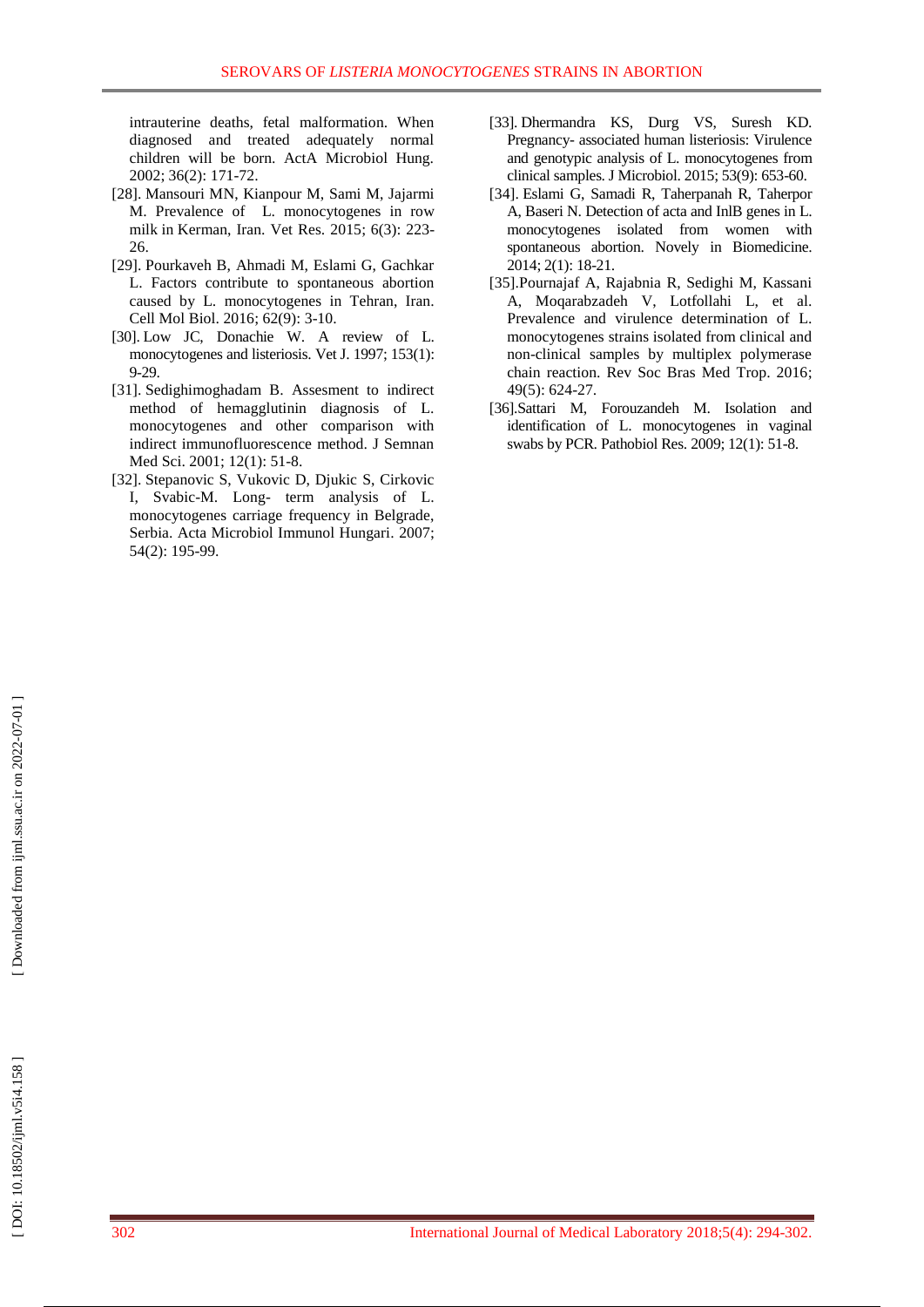intrauterine deaths, fetal malformation. When diagnosed and treated adequately normal children will be born. ActA Microbiol Hung. 2002; 36(2): 171-72.

[28]. Mansouri MN, Kianpour M, Sami M, Jajarmi M. Prevalence of L. monocytogenes in row milk in Kerman, Iran. Vet Res. 2015; 6(3): 223-26.

[29]. Pourkaveh B, Ahmadi M, Eslami G, Gachkar L. Factors contribute to spontaneous abortion caused by L. monocytogenes in Tehran, Iran. Cell Mol Biol. 2016; 62(9): 3-10.

[30]. Low JC, Donachie W. A review of L. monocytogenes and listeriosis. Vet J. 1997; 153(1): 9-29.

[31]. Sedighimoghadam B. Assesment to indirect method of hemagglutinin diagnosis of L. monocytogenes and other comparison with indirect immunofluorescence method. J Semnan Med Sci. 2001; 12(1): 51-8.

[32]. Stepanovic S, Vukovic D, Djukic S, Cirkovic I, Svabic-M. Long- term analysis of L. monocytogenes carriage frequency in Belgrade, Serbia. Acta Microbiol Immunol Hungari. 2007; 54(2): 195-99.

[33]. Dhermandra KS, Durg VS, Suresh KD. Pregnancy- associated human listeriosis: Virulence and genotypic analysis of L. monocytogenes from clinical samples. J Microbiol. 2015; 53(9): 653-60.

[34]. Eslami G, Samadi R, Taherpanah R, Taherpor A, Baseri N. Detection of acta and InlB genes in L. monocytogenes isolated from women with spontaneous abortion. Novely in Biomedicine. 2014; 2(1): 18-21.

[35].Pournajaf A, Rajabnia R, Sedighi M, Kassani A, Moqarabzadeh V, Lotfollahi L, et al. Prevalence and virulence determination of L. monocytogenes strains isolated from clinical and non-clinical samples by multiplex polymerase chain reaction. Rev Soc Bras Med Trop. 2016; 49(5): 624-27.

[36].Sattari M, Forouzandeh M. Isolation and identification of L. monocytogenes in vaginal swabs by PCR. Pathobiol Res. 2009; 12(1): 51-8.